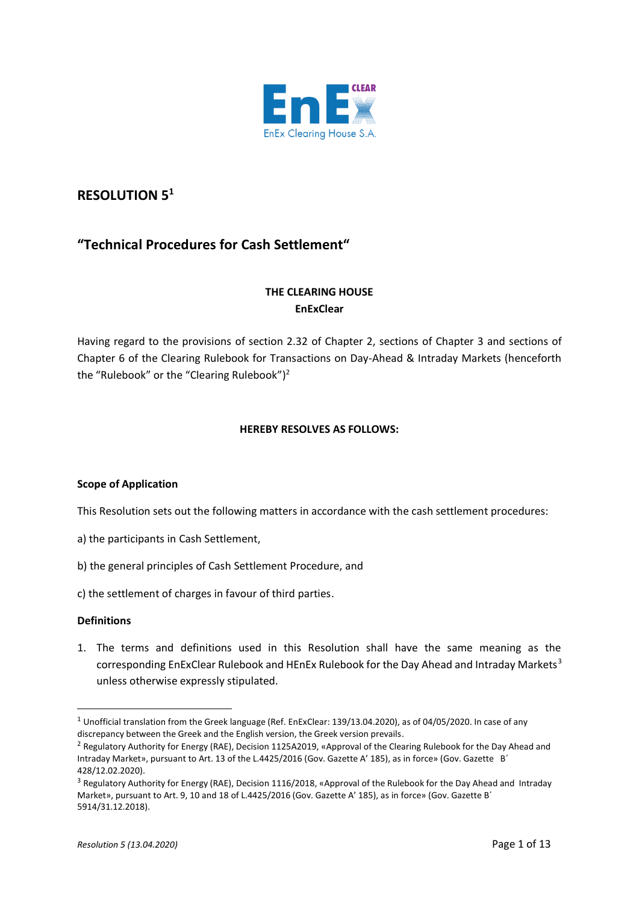# RESOLUTION 5[1]

## "Technical Procedures for Cash Settlement"

**THE CLEARING HOUSE**
**EnExClear**

Having regard to the provisions of section 2.32 of Chapter 2, sections of Chapter 3 and sections of Chapter 6 of the Clearing Rulebook for Transactions on Day-Ahead & Intraday Markets (henceforth the "Rulebook" or the "Clearing Rulebook")[2]

**HEREBY RESOLVES AS FOLLOWS:**

**Scope of Application**

This Resolution sets out the following matters in accordance with the cash settlement procedures:

a) the participants in Cash Settlement,

b) the general principles of Cash Settlement Procedure, and

c) the settlement of charges in favour of third parties.

**Definitions**

1. The terms and definitions used in this Resolution shall have the same meaning as the corresponding EnExClear Rulebook and HEnEx Rulebook for the Day Ahead and Intraday Markets[3] unless otherwise expressly stipulated.

---

[1] Unofficial translation from the Greek language (Ref. EnExClear: 139/13.04.2020), as of 04/05/2020. In case of any discrepancy between the Greek and the English version, the Greek version prevails.

[2] Regulatory Authority for Energy (RAE), Decision 1125A2019, «Approval of the Clearing Rulebook for the Day Ahead and Intraday Market», pursuant to Art. 13 of the L.4425/2016 (Gov. Gazette A' 185), as in force» (Gov. Gazette B' 428/12.02.2020).

[3] Regulatory Authority for Energy (RAE), Decision 1116/2018, «Approval of the Rulebook for the Day Ahead and Intraday Market», pursuant to Art. 9, 10 and 18 of L.4425/2016 (Gov. Gazette A' 185), as in force» (Gov. Gazette B' 5914/31.12.2018).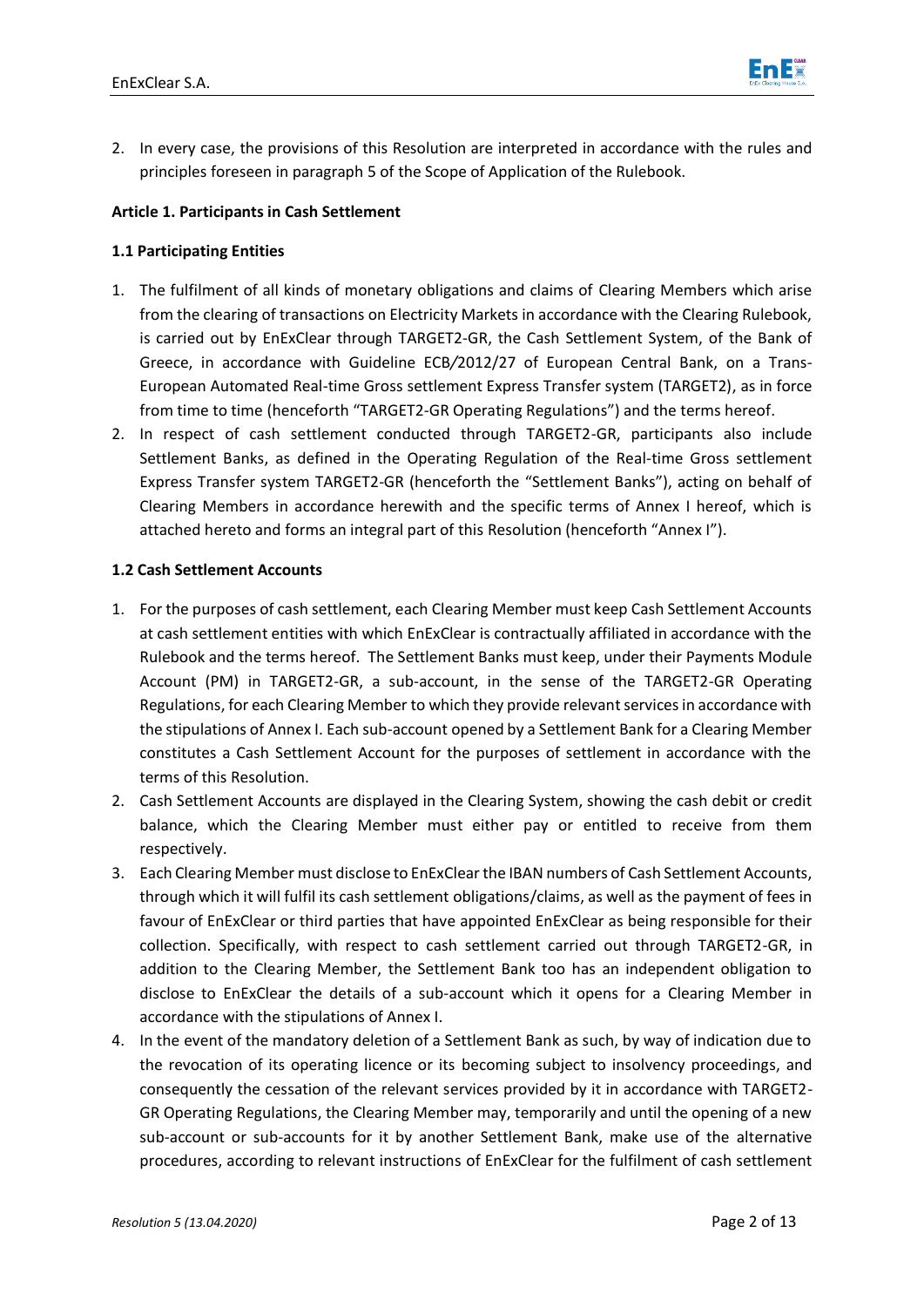2. In every case, the provisions of this Resolution are interpreted in accordance with the rules and principles foreseen in paragraph 5 of the Scope of Application of the Rulebook.

### Article 1. Participants in Cash Settlement

#### 1.1 Participating Entities

1. The fulfilment of all kinds of monetary obligations and claims of Clearing Members which arise from the clearing of transactions on Electricity Markets in accordance with the Clearing Rulebook, is carried out by EnExClear through TARGET2-GR, the Cash Settlement System, of the Bank of Greece, in accordance with Guideline ECB/2012/27 of European Central Bank, on a Trans-European Automated Real-time Gross settlement Express Transfer system (TARGET2), as in force from time to time (henceforth "TARGET2-GR Operating Regulations") and the terms hereof.
2. In respect of cash settlement conducted through TARGET2-GR, participants also include Settlement Banks, as defined in the Operating Regulation of the Real-time Gross settlement Express Transfer system TARGET2-GR (henceforth the "Settlement Banks"), acting on behalf of Clearing Members in accordance herewith and the specific terms of Annex I hereof, which is attached hereto and forms an integral part of this Resolution (henceforth "Annex I").

#### 1.2 Cash Settlement Accounts

1. For the purposes of cash settlement, each Clearing Member must keep Cash Settlement Accounts at cash settlement entities with which EnExClear is contractually affiliated in accordance with the Rulebook and the terms hereof. The Settlement Banks must keep, under their Payments Module Account (PM) in TARGET2-GR, a sub-account, in the sense of the TARGET2-GR Operating Regulations, for each Clearing Member to which they provide relevant services in accordance with the stipulations of Annex I. Each sub-account opened by a Settlement Bank for a Clearing Member constitutes a Cash Settlement Account for the purposes of settlement in accordance with the terms of this Resolution.
2. Cash Settlement Accounts are displayed in the Clearing System, showing the cash debit or credit balance, which the Clearing Member must either pay or entitled to receive from them respectively.
3. Each Clearing Member must disclose to EnExClear the IBAN numbers of Cash Settlement Accounts, through which it will fulfil its cash settlement obligations/claims, as well as the payment of fees in favour of EnExClear or third parties that have appointed EnExClear as being responsible for their collection. Specifically, with respect to cash settlement carried out through TARGET2-GR, in addition to the Clearing Member, the Settlement Bank too has an independent obligation to disclose to EnExClear the details of a sub-account which it opens for a Clearing Member in accordance with the stipulations of Annex I.
4. In the event of the mandatory deletion of a Settlement Bank as such, by way of indication due to the revocation of its operating licence or its becoming subject to insolvency proceedings, and consequently the cessation of the relevant services provided by it in accordance with TARGET2-GR Operating Regulations, the Clearing Member may, temporarily and until the opening of a new sub-account or sub-accounts for it by another Settlement Bank, make use of the alternative procedures, according to relevant instructions of EnExClear for the fulfilment of cash settlement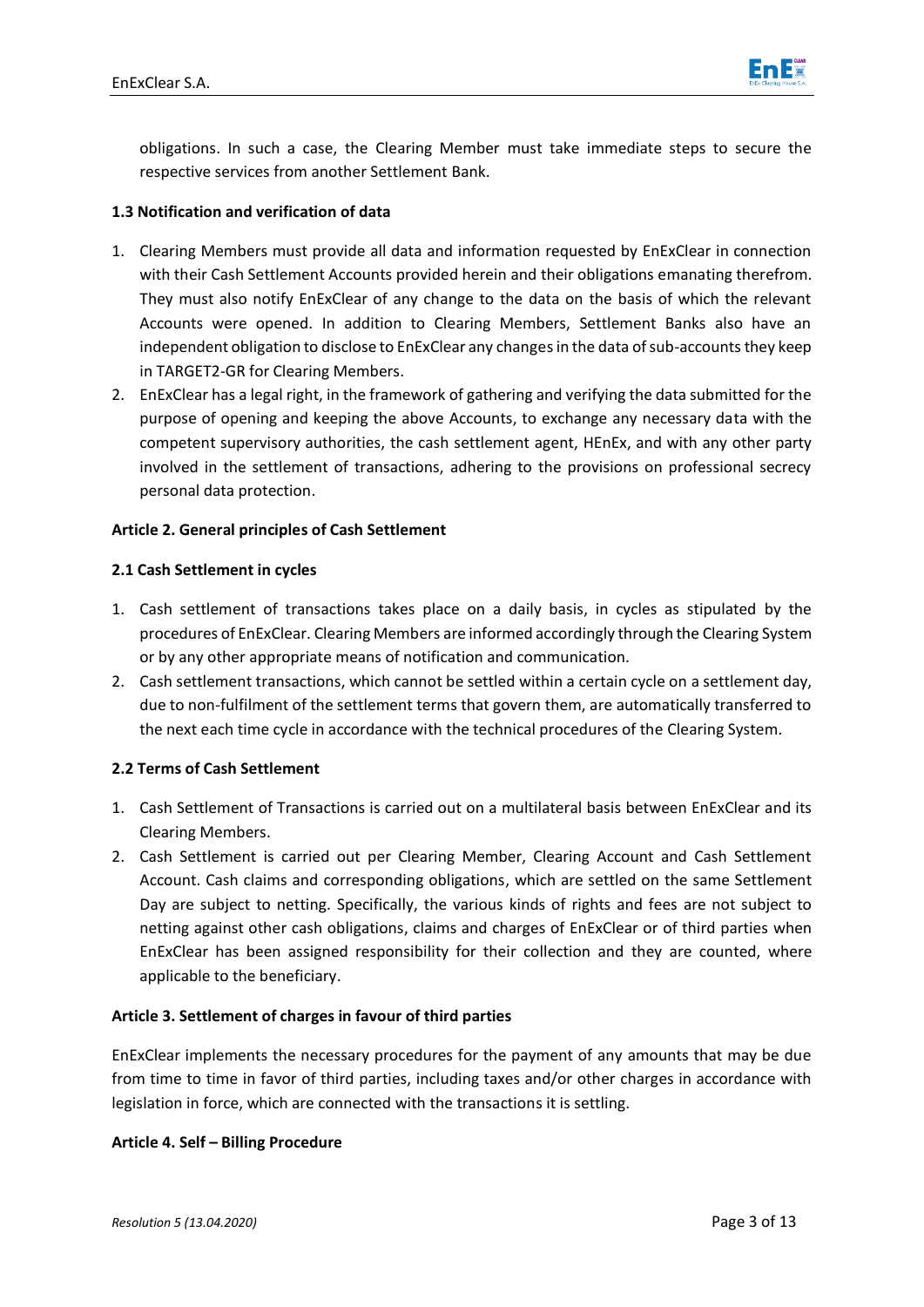obligations. In such a case, the Clearing Member must take immediate steps to secure the respective services from another Settlement Bank.

**1.3 Notification and verification of data**

1. Clearing Members must provide all data and information requested by EnExClear in connection with their Cash Settlement Accounts provided herein and their obligations emanating therefrom. They must also notify EnExClear of any change to the data on the basis of which the relevant Accounts were opened. In addition to Clearing Members, Settlement Banks also have an independent obligation to disclose to EnExClear any changes in the data of sub-accounts they keep in TARGET2-GR for Clearing Members.
2. EnExClear has a legal right, in the framework of gathering and verifying the data submitted for the purpose of opening and keeping the above Accounts, to exchange any necessary data with the competent supervisory authorities, the cash settlement agent, HEnEx, and with any other party involved in the settlement of transactions, adhering to the provisions on professional secrecy personal data protection.

**Article 2. General principles of Cash Settlement**

**2.1 Cash Settlement in cycles**

1. Cash settlement of transactions takes place on a daily basis, in cycles as stipulated by the procedures of EnExClear. Clearing Members are informed accordingly through the Clearing System or by any other appropriate means of notification and communication.
2. Cash settlement transactions, which cannot be settled within a certain cycle on a settlement day, due to non-fulfilment of the settlement terms that govern them, are automatically transferred to the next each time cycle in accordance with the technical procedures of the Clearing System.

**2.2 Terms of Cash Settlement**

1. Cash Settlement of Transactions is carried out on a multilateral basis between EnExClear and its Clearing Members.
2. Cash Settlement is carried out per Clearing Member, Clearing Account and Cash Settlement Account. Cash claims and corresponding obligations, which are settled on the same Settlement Day are subject to netting. Specifically, the various kinds of rights and fees are not subject to netting against other cash obligations, claims and charges of EnExClear or of third parties when EnExClear has been assigned responsibility for their collection and they are counted, where applicable to the beneficiary.

**Article 3. Settlement of charges in favour of third parties**

EnExClear implements the necessary procedures for the payment of any amounts that may be due from time to time in favor of third parties, including taxes and/or other charges in accordance with legislation in force, which are connected with the transactions it is settling.

**Article 4. Self – Billing Procedure**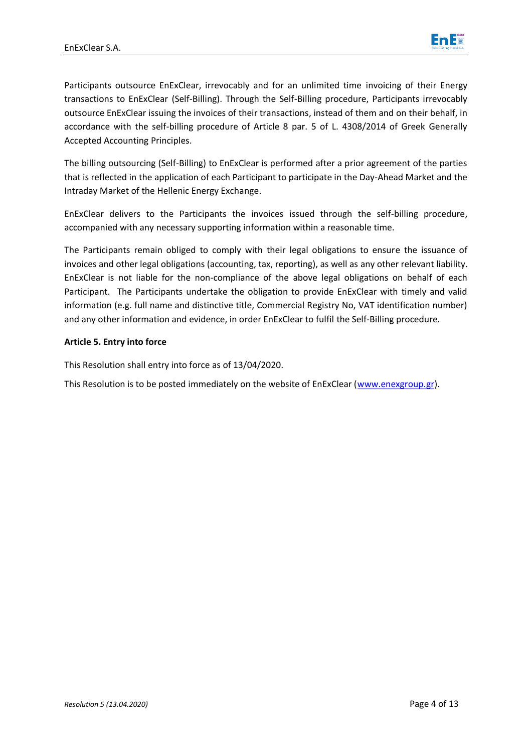Participants outsource EnExClear, irrevocably and for an unlimited time invoicing of their Energy transactions to EnExClear (Self-Billing). Through the Self-Billing procedure, Participants irrevocably outsource EnExClear issuing the invoices of their transactions, instead of them and on their behalf, in accordance with the self-billing procedure of Article 8 par. 5 of L. 4308/2014 of Greek Generally Accepted Accounting Principles.

The billing outsourcing (Self-Billing) to EnExClear is performed after a prior agreement of the parties that is reflected in the application of each Participant to participate in the Day-Ahead Market and the Intraday Market of the Hellenic Energy Exchange.

EnExClear delivers to the Participants the invoices issued through the self-billing procedure, accompanied with any necessary supporting information within a reasonable time.

The Participants remain obliged to comply with their legal obligations to ensure the issuance of invoices and other legal obligations (accounting, tax, reporting), as well as any other relevant liability. EnExClear is not liable for the non-compliance of the above legal obligations on behalf of each Participant. The Participants undertake the obligation to provide EnExClear with timely and valid information (e.g. full name and distinctive title, Commercial Registry No, VAT identification number) and any other information and evidence, in order EnExClear to fulfil the Self-Billing procedure.

**Article 5. Entry into force**

This Resolution shall entry into force as of 13/04/2020.

This Resolution is to be posted immediately on the website of EnExClear ([www.enexgroup.gr](www.enexgroup.gr)).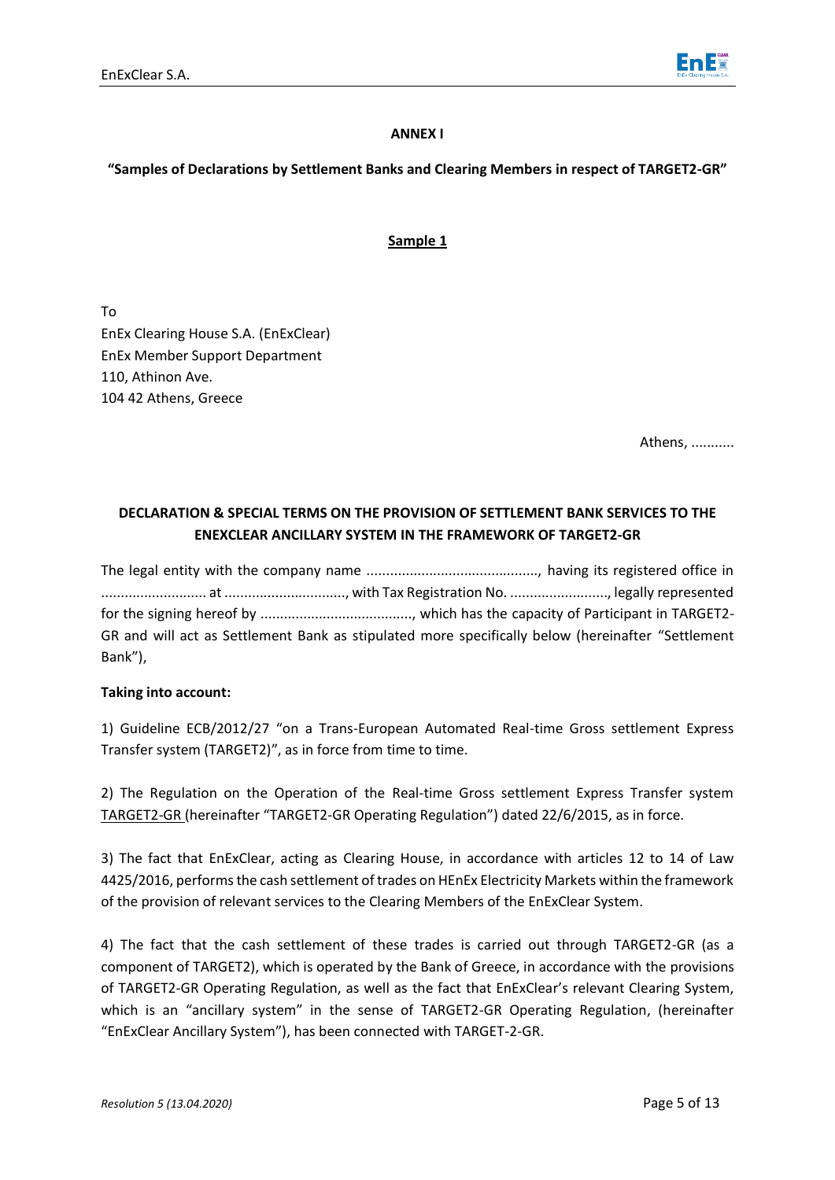**ANNEX I**

**"Samples of Declarations by Settlement Banks and Clearing Members in respect of TARGET2-GR"**

**Sample 1**

To
EnEx Clearing House S.A. (EnExClear)
EnEx Member Support Department
110, Athinon Ave.
104 42 Athens, Greece

Athens, ...........

**DECLARATION & SPECIAL TERMS ON THE PROVISION OF SETTLEMENT BANK SERVICES TO THE ENEXCLEAR ANCILLARY SYSTEM IN THE FRAMEWORK OF TARGET2-GR**

The legal entity with the company name ..........................................., having its registered office in .......................... at .............................., with Tax Registration No. ........................, legally represented for the signing hereof by ......................................, which has the capacity of Participant in TARGET2-GR and will act as Settlement Bank as stipulated more specifically below (hereinafter "Settlement Bank"),

**Taking into account:**

1) Guideline ECB/2012/27 "on a Trans-European Automated Real-time Gross settlement Express Transfer system (TARGET2)", as in force from time to time.

2) The Regulation on the Operation of the Real-time Gross settlement Express Transfer system TARGET2-GR (hereinafter "TARGET2-GR Operating Regulation") dated 22/6/2015, as in force.

3) The fact that EnExClear, acting as Clearing House, in accordance with articles 12 to 14 of Law 4425/2016, performs the cash settlement of trades on HEnEx Electricity Markets within the framework of the provision of relevant services to the Clearing Members of the EnExClear System.

4) The fact that the cash settlement of these trades is carried out through TARGET2-GR (as a component of TARGET2), which is operated by the Bank of Greece, in accordance with the provisions of TARGET2-GR Operating Regulation, as well as the fact that EnExClear's relevant Clearing System, which is an "ancillary system" in the sense of TARGET2-GR Operating Regulation, (hereinafter "EnExClear Ancillary System"), has been connected with TARGET-2-GR.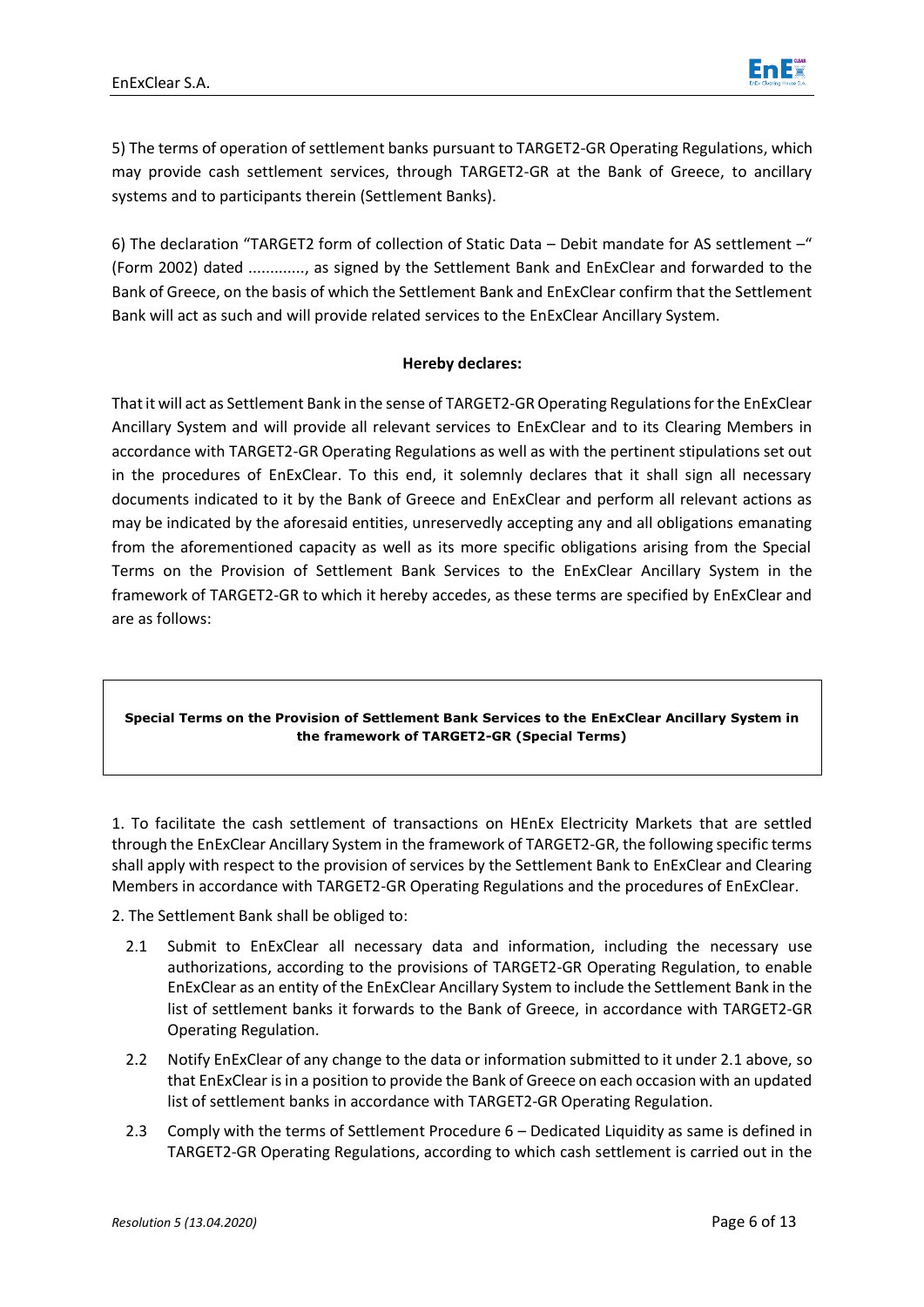5) The terms of operation of settlement banks pursuant to TARGET2-GR Operating Regulations, which may provide cash settlement services, through TARGET2-GR at the Bank of Greece, to ancillary systems and to participants therein (Settlement Banks).

6) The declaration "TARGET2 form of collection of Static Data – Debit mandate for AS settlement –" (Form 2002) dated ............., as signed by the Settlement Bank and EnExClear and forwarded to the Bank of Greece, on the basis of which the Settlement Bank and EnExClear confirm that the Settlement Bank will act as such and will provide related services to the EnExClear Ancillary System.

**Hereby declares:**

That it will act as Settlement Bank in the sense of TARGET2-GR Operating Regulations for the EnExClear Ancillary System and will provide all relevant services to EnExClear and to its Clearing Members in accordance with TARGET2-GR Operating Regulations as well as with the pertinent stipulations set out in the procedures of EnExClear. To this end, it solemnly declares that it shall sign all necessary documents indicated to it by the Bank of Greece and EnExClear and perform all relevant actions as may be indicated by the aforesaid entities, unreservedly accepting any and all obligations emanating from the aforementioned capacity as well as its more specific obligations arising from the Special Terms on the Provision of Settlement Bank Services to the EnExClear Ancillary System in the framework of TARGET2-GR to which it hereby accedes, as these terms are specified by EnExClear and are as follows:

**Special Terms on the Provision of Settlement Bank Services to the EnExClear Ancillary System in the framework of TARGET2-GR (Special Terms)**

1. To facilitate the cash settlement of transactions on HEnEx Electricity Markets that are settled through the EnExClear Ancillary System in the framework of TARGET2-GR, the following specific terms shall apply with respect to the provision of services by the Settlement Bank to EnExClear and Clearing Members in accordance with TARGET2-GR Operating Regulations and the procedures of EnExClear.

2. The Settlement Bank shall be obliged to:

2.1 Submit to EnExClear all necessary data and information, including the necessary use authorizations, according to the provisions of TARGET2-GR Operating Regulation, to enable EnExClear as an entity of the EnExClear Ancillary System to include the Settlement Bank in the list of settlement banks it forwards to the Bank of Greece, in accordance with TARGET2-GR Operating Regulation.

2.2 Notify EnExClear of any change to the data or information submitted to it under 2.1 above, so that EnExClear is in a position to provide the Bank of Greece on each occasion with an updated list of settlement banks in accordance with TARGET2-GR Operating Regulation.

2.3 Comply with the terms of Settlement Procedure 6 – Dedicated Liquidity as same is defined in TARGET2-GR Operating Regulations, according to which cash settlement is carried out in the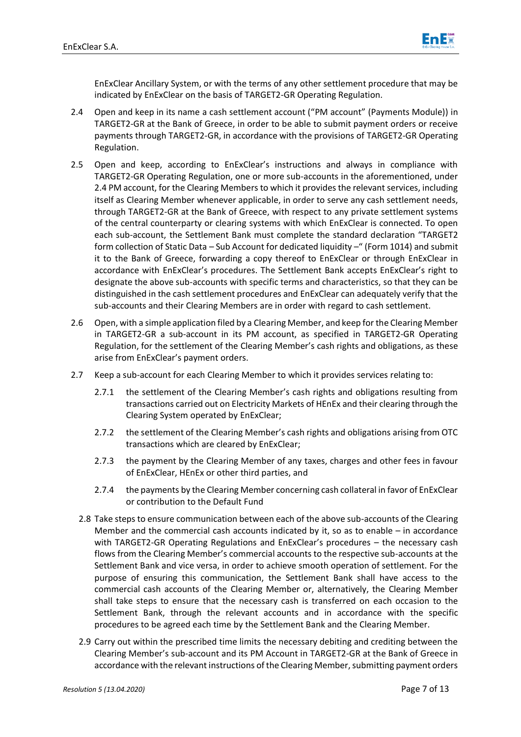EnExClear Ancillary System, or with the terms of any other settlement procedure that may be indicated by EnExClear on the basis of TARGET2-GR Operating Regulation.

2.4 Open and keep in its name a cash settlement account ("PM account" (Payments Module)) in TARGET2-GR at the Bank of Greece, in order to be able to submit payment orders or receive payments through TARGET2-GR, in accordance with the provisions of TARGET2-GR Operating Regulation.

2.5 Open and keep, according to EnExClear's instructions and always in compliance with TARGET2-GR Operating Regulation, one or more sub-accounts in the aforementioned, under 2.4 PM account, for the Clearing Members to which it provides the relevant services, including itself as Clearing Member whenever applicable, in order to serve any cash settlement needs, through TARGET2-GR at the Bank of Greece, with respect to any private settlement systems of the central counterparty or clearing systems with which EnExClear is connected. To open each sub-account, the Settlement Bank must complete the standard declaration "TARGET2 form collection of Static Data – Sub Account for dedicated liquidity –" (Form 1014) and submit it to the Bank of Greece, forwarding a copy thereof to EnExClear or through EnExClear in accordance with EnExClear's procedures. The Settlement Bank accepts EnExClear's right to designate the above sub-accounts with specific terms and characteristics, so that they can be distinguished in the cash settlement procedures and EnExClear can adequately verify that the sub-accounts and their Clearing Members are in order with regard to cash settlement.

2.6 Open, with a simple application filed by a Clearing Member, and keep for the Clearing Member in TARGET2-GR a sub-account in its PM account, as specified in TARGET2-GR Operating Regulation, for the settlement of the Clearing Member's cash rights and obligations, as these arise from EnExClear's payment orders.

2.7 Keep a sub-account for each Clearing Member to which it provides services relating to:

2.7.1 the settlement of the Clearing Member's cash rights and obligations resulting from transactions carried out on Electricity Markets of HEnEx and their clearing through the Clearing System operated by EnExClear;

2.7.2 the settlement of the Clearing Member's cash rights and obligations arising from OTC transactions which are cleared by EnExClear;

2.7.3 the payment by the Clearing Member of any taxes, charges and other fees in favour of EnExClear, HEnEx or other third parties, and

2.7.4 the payments by the Clearing Member concerning cash collateral in favor of EnExClear or contribution to the Default Fund

2.8 Take steps to ensure communication between each of the above sub-accounts of the Clearing Member and the commercial cash accounts indicated by it, so as to enable – in accordance with TARGET2-GR Operating Regulations and EnExClear's procedures – the necessary cash flows from the Clearing Member's commercial accounts to the respective sub-accounts at the Settlement Bank and vice versa, in order to achieve smooth operation of settlement. For the purpose of ensuring this communication, the Settlement Bank shall have access to the commercial cash accounts of the Clearing Member or, alternatively, the Clearing Member shall take steps to ensure that the necessary cash is transferred on each occasion to the Settlement Bank, through the relevant accounts and in accordance with the specific procedures to be agreed each time by the Settlement Bank and the Clearing Member.

2.9 Carry out within the prescribed time limits the necessary debiting and crediting between the Clearing Member's sub-account and its PM Account in TARGET2-GR at the Bank of Greece in accordance with the relevant instructions of the Clearing Member, submitting payment orders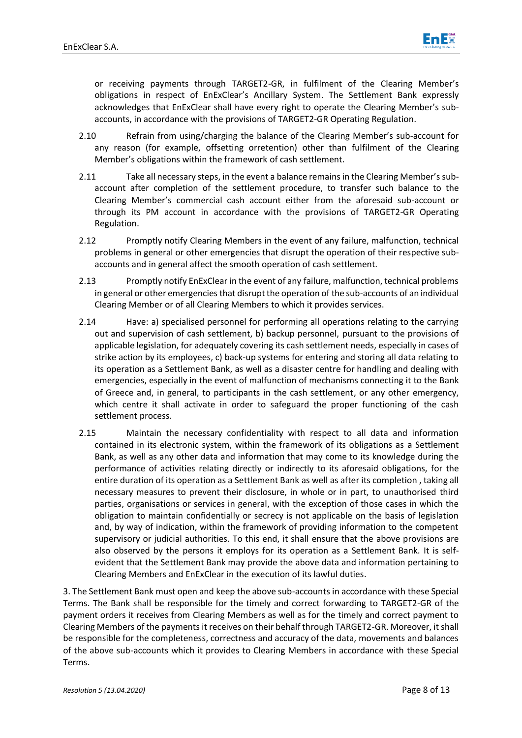or receiving payments through TARGET2-GR, in fulfilment of the Clearing Member's obligations in respect of EnExClear's Ancillary System. The Settlement Bank expressly acknowledges that EnExClear shall have every right to operate the Clearing Member's sub-accounts, in accordance with the provisions of TARGET2-GR Operating Regulation.

2.10 Refrain from using/charging the balance of the Clearing Member's sub-account for any reason (for example, offsetting orretention) other than fulfilment of the Clearing Member's obligations within the framework of cash settlement.

2.11 Take all necessary steps, in the event a balance remains in the Clearing Member's sub-account after completion of the settlement procedure, to transfer such balance to the Clearing Member's commercial cash account either from the aforesaid sub-account or through its PM account in accordance with the provisions of TARGET2-GR Operating Regulation.

2.12 Promptly notify Clearing Members in the event of any failure, malfunction, technical problems in general or other emergencies that disrupt the operation of their respective sub-accounts and in general affect the smooth operation of cash settlement.

2.13 Promptly notify EnExClear in the event of any failure, malfunction, technical problems in general or other emergencies that disrupt the operation of the sub-accounts of an individual Clearing Member or of all Clearing Members to which it provides services.

2.14 Have: a) specialised personnel for performing all operations relating to the carrying out and supervision of cash settlement, b) backup personnel, pursuant to the provisions of applicable legislation, for adequately covering its cash settlement needs, especially in cases of strike action by its employees, c) back-up systems for entering and storing all data relating to its operation as a Settlement Bank, as well as a disaster centre for handling and dealing with emergencies, especially in the event of malfunction of mechanisms connecting it to the Bank of Greece and, in general, to participants in the cash settlement, or any other emergency, which centre it shall activate in order to safeguard the proper functioning of the cash settlement process.

2.15 Maintain the necessary confidentiality with respect to all data and information contained in its electronic system, within the framework of its obligations as a Settlement Bank, as well as any other data and information that may come to its knowledge during the performance of activities relating directly or indirectly to its aforesaid obligations, for the entire duration of its operation as a Settlement Bank as well as after its completion , taking all necessary measures to prevent their disclosure, in whole or in part, to unauthorised third parties, organisations or services in general, with the exception of those cases in which the obligation to maintain confidentially or secrecy is not applicable on the basis of legislation and, by way of indication, within the framework of providing information to the competent supervisory or judicial authorities. To this end, it shall ensure that the above provisions are also observed by the persons it employs for its operation as a Settlement Bank. It is self-evident that the Settlement Bank may provide the above data and information pertaining to Clearing Members and EnExClear in the execution of its lawful duties.

3. The Settlement Bank must open and keep the above sub-accounts in accordance with these Special Terms. The Bank shall be responsible for the timely and correct forwarding to TARGET2-GR of the payment orders it receives from Clearing Members as well as for the timely and correct payment to Clearing Members of the payments it receives on their behalf through TARGET2-GR. Moreover, it shall be responsible for the completeness, correctness and accuracy of the data, movements and balances of the above sub-accounts which it provides to Clearing Members in accordance with these Special Terms.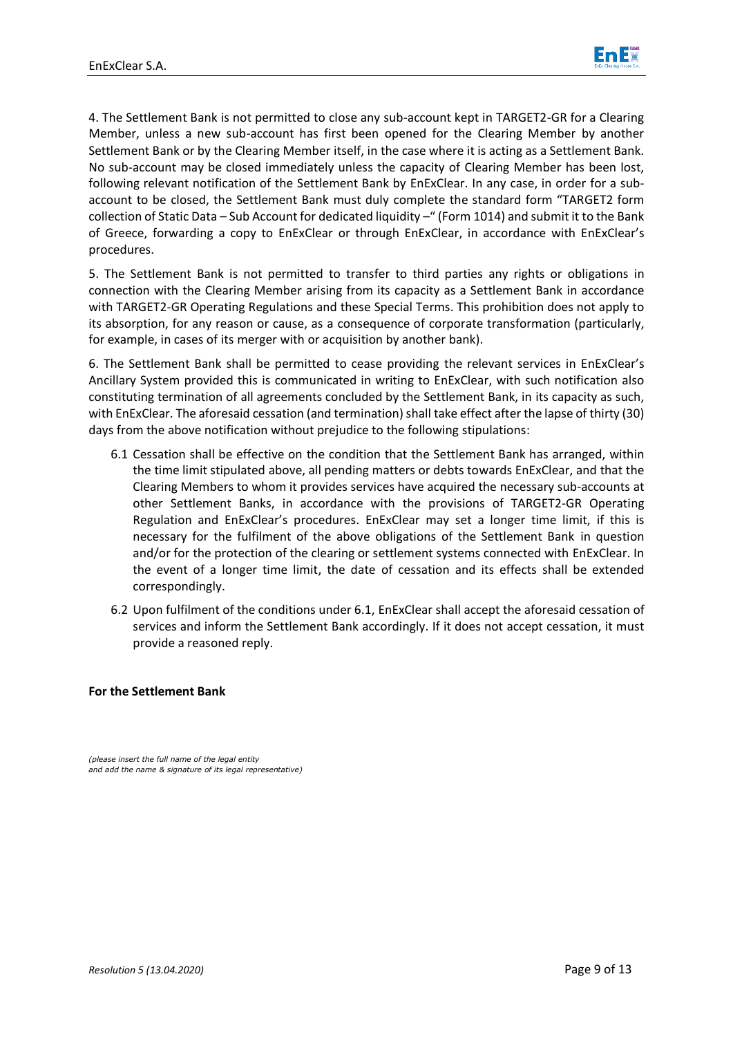4. The Settlement Bank is not permitted to close any sub-account kept in TARGET2-GR for a Clearing Member, unless a new sub-account has first been opened for the Clearing Member by another Settlement Bank or by the Clearing Member itself, in the case where it is acting as a Settlement Bank. No sub-account may be closed immediately unless the capacity of Clearing Member has been lost, following relevant notification of the Settlement Bank by EnExClear. In any case, in order for a sub-account to be closed, the Settlement Bank must duly complete the standard form "TARGET2 form collection of Static Data – Sub Account for dedicated liquidity –" (Form 1014) and submit it to the Bank of Greece, forwarding a copy to EnExClear or through EnExClear, in accordance with EnExClear's procedures.

5. The Settlement Bank is not permitted to transfer to third parties any rights or obligations in connection with the Clearing Member arising from its capacity as a Settlement Bank in accordance with TARGET2-GR Operating Regulations and these Special Terms. This prohibition does not apply to its absorption, for any reason or cause, as a consequence of corporate transformation (particularly, for example, in cases of its merger with or acquisition by another bank).

6. The Settlement Bank shall be permitted to cease providing the relevant services in EnExClear's Ancillary System provided this is communicated in writing to EnExClear, with such notification also constituting termination of all agreements concluded by the Settlement Bank, in its capacity as such, with EnExClear. The aforesaid cessation (and termination) shall take effect after the lapse of thirty (30) days from the above notification without prejudice to the following stipulations:

6.1 Cessation shall be effective on the condition that the Settlement Bank has arranged, within the time limit stipulated above, all pending matters or debts towards EnExClear, and that the Clearing Members to whom it provides services have acquired the necessary sub-accounts at other Settlement Banks, in accordance with the provisions of TARGET2-GR Operating Regulation and EnExClear's procedures. EnExClear may set a longer time limit, if this is necessary for the fulfilment of the above obligations of the Settlement Bank in question and/or for the protection of the clearing or settlement systems connected with EnExClear. In the event of a longer time limit, the date of cessation and its effects shall be extended correspondingly.

6.2 Upon fulfilment of the conditions under 6.1, EnExClear shall accept the aforesaid cessation of services and inform the Settlement Bank accordingly. If it does not accept cessation, it must provide a reasoned reply.

**For the Settlement Bank**

*(please insert the full name of the legal entity and add the name & signature of its legal representative)*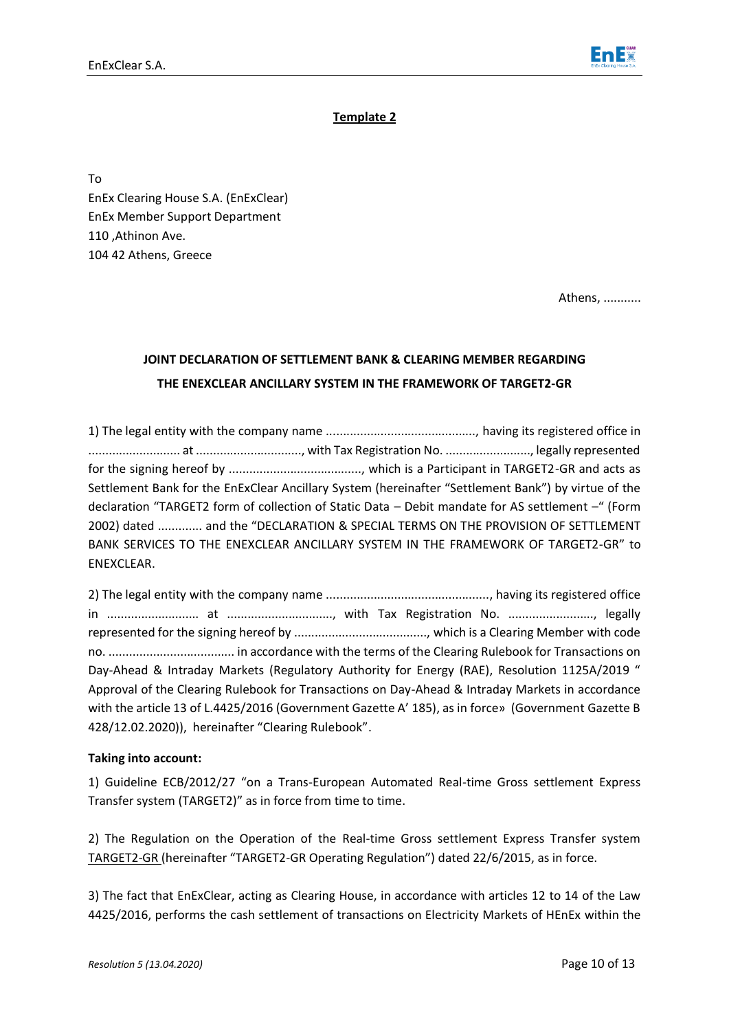**Template 2**

To
EnEx Clearing House S.A. (EnExClear)
EnEx Member Support Department
110 ,Athinon Ave.
104 42 Athens, Greece

Athens, ...........

**JOINT DECLARATION OF SETTLEMENT BANK & CLEARING MEMBER REGARDING THE ENEXCLEAR ANCILLARY SYSTEM IN THE FRAMEWORK OF TARGET2-GR**

1) The legal entity with the company name ............................................, having its registered office in ........................... at ..............................., with Tax Registration No. ........................., legally represented for the signing hereof by ......................................., which is a Participant in TARGET2-GR and acts as Settlement Bank for the EnExClear Ancillary System (hereinafter "Settlement Bank") by virtue of the declaration "TARGET2 form of collection of Static Data – Debit mandate for AS settlement –" (Form 2002) dated ............ and the "DECLARATION & SPECIAL TERMS ON THE PROVISION OF SETTLEMENT BANK SERVICES TO THE ENEXCLEAR ANCILLARY SYSTEM IN THE FRAMEWORK OF TARGET2-GR" to ENEXCLEAR.

2) The legal entity with the company name ................................................, having its registered office in ........................... at ..............................., with Tax Registration No. ........................., legally represented for the signing hereof by ......................................., which is a Clearing Member with code no. ..................................... in accordance with the terms of the Clearing Rulebook for Transactions on Day-Ahead & Intraday Markets (Regulatory Authority for Energy (RAE), Resolution 1125A/2019 " Approval of the Clearing Rulebook for Transactions on Day-Ahead & Intraday Markets in accordance with the article 13 of L.4425/2016 (Government Gazette A' 185), as in force» (Government Gazette B 428/12.02.2020)), hereinafter "Clearing Rulebook".

**Taking into account:**

1) Guideline ECB/2012/27 "on a Trans-European Automated Real-time Gross settlement Express Transfer system (TARGET2)" as in force from time to time.

2) The Regulation on the Operation of the Real-time Gross settlement Express Transfer system TARGET2-GR (hereinafter "TARGET2-GR Operating Regulation") dated 22/6/2015, as in force.

3) The fact that EnExClear, acting as Clearing House, in accordance with articles 12 to 14 of the Law 4425/2016, performs the cash settlement of transactions on Electricity Markets of HEnEx within the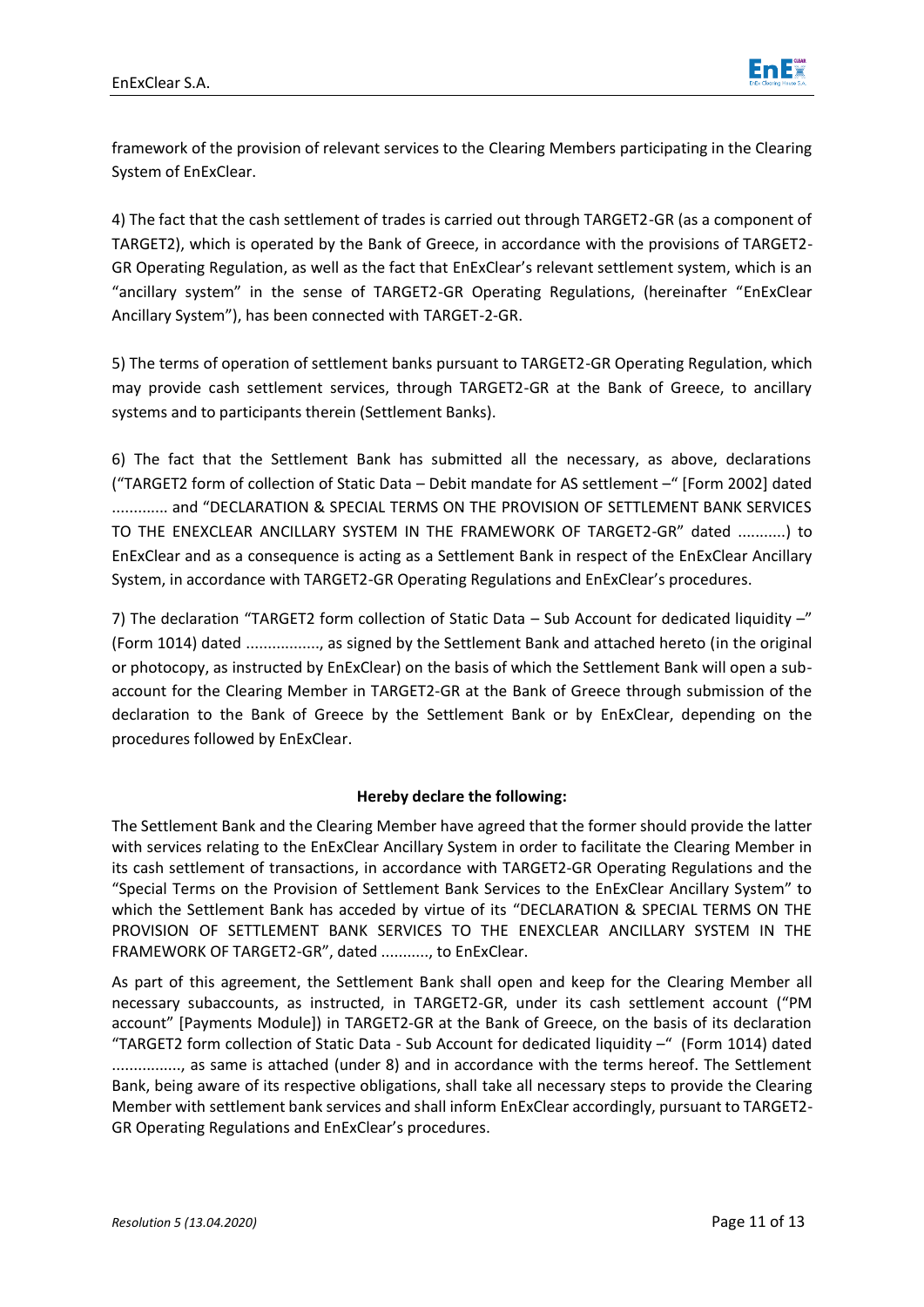framework of the provision of relevant services to the Clearing Members participating in the Clearing System of EnExClear.

4) The fact that the cash settlement of trades is carried out through TARGET2-GR (as a component of TARGET2), which is operated by the Bank of Greece, in accordance with the provisions of TARGET2-GR Operating Regulation, as well as the fact that EnExClear's relevant settlement system, which is an "ancillary system" in the sense of TARGET2-GR Operating Regulations, (hereinafter "EnExClear Ancillary System"), has been connected with TARGET-2-GR.

5) The terms of operation of settlement banks pursuant to TARGET2-GR Operating Regulation, which may provide cash settlement services, through TARGET2-GR at the Bank of Greece, to ancillary systems and to participants therein (Settlement Banks).

6) The fact that the Settlement Bank has submitted all the necessary, as above, declarations ("TARGET2 form of collection of Static Data – Debit mandate for AS settlement –" [Form 2002] dated ............. and "DECLARATION & SPECIAL TERMS ON THE PROVISION OF SETTLEMENT BANK SERVICES TO THE ENEXCLEAR ANCILLARY SYSTEM IN THE FRAMEWORK OF TARGET2-GR" dated ...........) to EnExClear and as a consequence is acting as a Settlement Bank in respect of the EnExClear Ancillary System, in accordance with TARGET2-GR Operating Regulations and EnExClear's procedures.

7) The declaration "TARGET2 form collection of Static Data – Sub Account for dedicated liquidity –" (Form 1014) dated ................., as signed by the Settlement Bank and attached hereto (in the original or photocopy, as instructed by EnExClear) on the basis of which the Settlement Bank will open a sub-account for the Clearing Member in TARGET2-GR at the Bank of Greece through submission of the declaration to the Bank of Greece by the Settlement Bank or by EnExClear, depending on the procedures followed by EnExClear.

**Hereby declare the following:**

The Settlement Bank and the Clearing Member have agreed that the former should provide the latter with services relating to the EnExClear Ancillary System in order to facilitate the Clearing Member in its cash settlement of transactions, in accordance with TARGET2-GR Operating Regulations and the "Special Terms on the Provision of Settlement Bank Services to the EnExClear Ancillary System" to which the Settlement Bank has acceded by virtue of its "DECLARATION & SPECIAL TERMS ON THE PROVISION OF SETTLEMENT BANK SERVICES TO THE ENEXCLEAR ANCILLARY SYSTEM IN THE FRAMEWORK OF TARGET2-GR", dated ..........., to EnExClear.

As part of this agreement, the Settlement Bank shall open and keep for the Clearing Member all necessary subaccounts, as instructed, in TARGET2-GR, under its cash settlement account ("PM account" [Payments Module]) in TARGET2-GR at the Bank of Greece, on the basis of its declaration "TARGET2 form collection of Static Data - Sub Account for dedicated liquidity –" (Form 1014) dated ................, as same is attached (under 8) and in accordance with the terms hereof. The Settlement Bank, being aware of its respective obligations, shall take all necessary steps to provide the Clearing Member with settlement bank services and shall inform EnExClear accordingly, pursuant to TARGET2-GR Operating Regulations and EnExClear's procedures.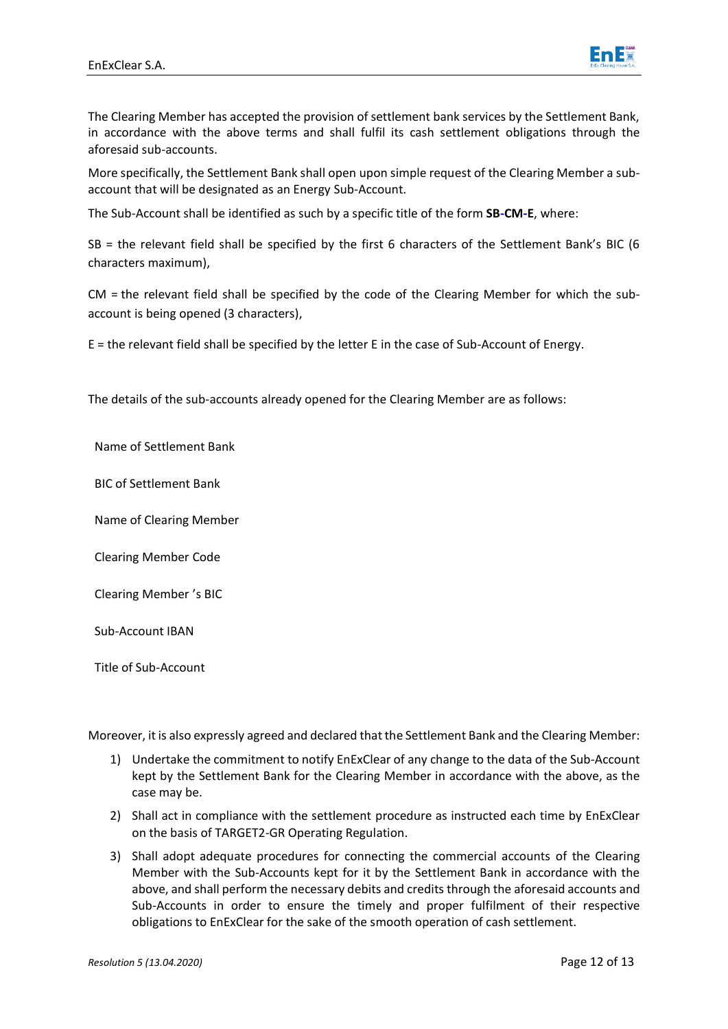The Clearing Member has accepted the provision of settlement bank services by the Settlement Bank, in accordance with the above terms and shall fulfil its cash settlement obligations through the aforesaid sub-accounts.

More specifically, the Settlement Bank shall open upon simple request of the Clearing Member a sub-account that will be designated as an Energy Sub-Account.

The Sub-Account shall be identified as such by a specific title of the form **SB-CM-E**, where:

SB = the relevant field shall be specified by the first 6 characters of the Settlement Bank's BIC (6 characters maximum),

CM = the relevant field shall be specified by the code of the Clearing Member for which the sub-account is being opened (3 characters),

E = the relevant field shall be specified by the letter E in the case of Sub-Account of Energy.

The details of the sub-accounts already opened for the Clearing Member are as follows:

Name of Settlement Bank

BIC of Settlement Bank

Name of Clearing Member

Clearing Member Code

Clearing Member 's BIC

Sub-Account IBAN

Title of Sub-Account

Moreover, it is also expressly agreed and declared that the Settlement Bank and the Clearing Member:

1) Undertake the commitment to notify EnExClear of any change to the data of the Sub-Account kept by the Settlement Bank for the Clearing Member in accordance with the above, as the case may be.
2) Shall act in compliance with the settlement procedure as instructed each time by EnExClear on the basis of TARGET2-GR Operating Regulation.
3) Shall adopt adequate procedures for connecting the commercial accounts of the Clearing Member with the Sub-Accounts kept for it by the Settlement Bank in accordance with the above, and shall perform the necessary debits and credits through the aforesaid accounts and Sub-Accounts in order to ensure the timely and proper fulfilment of their respective obligations to EnExClear for the sake of the smooth operation of cash settlement.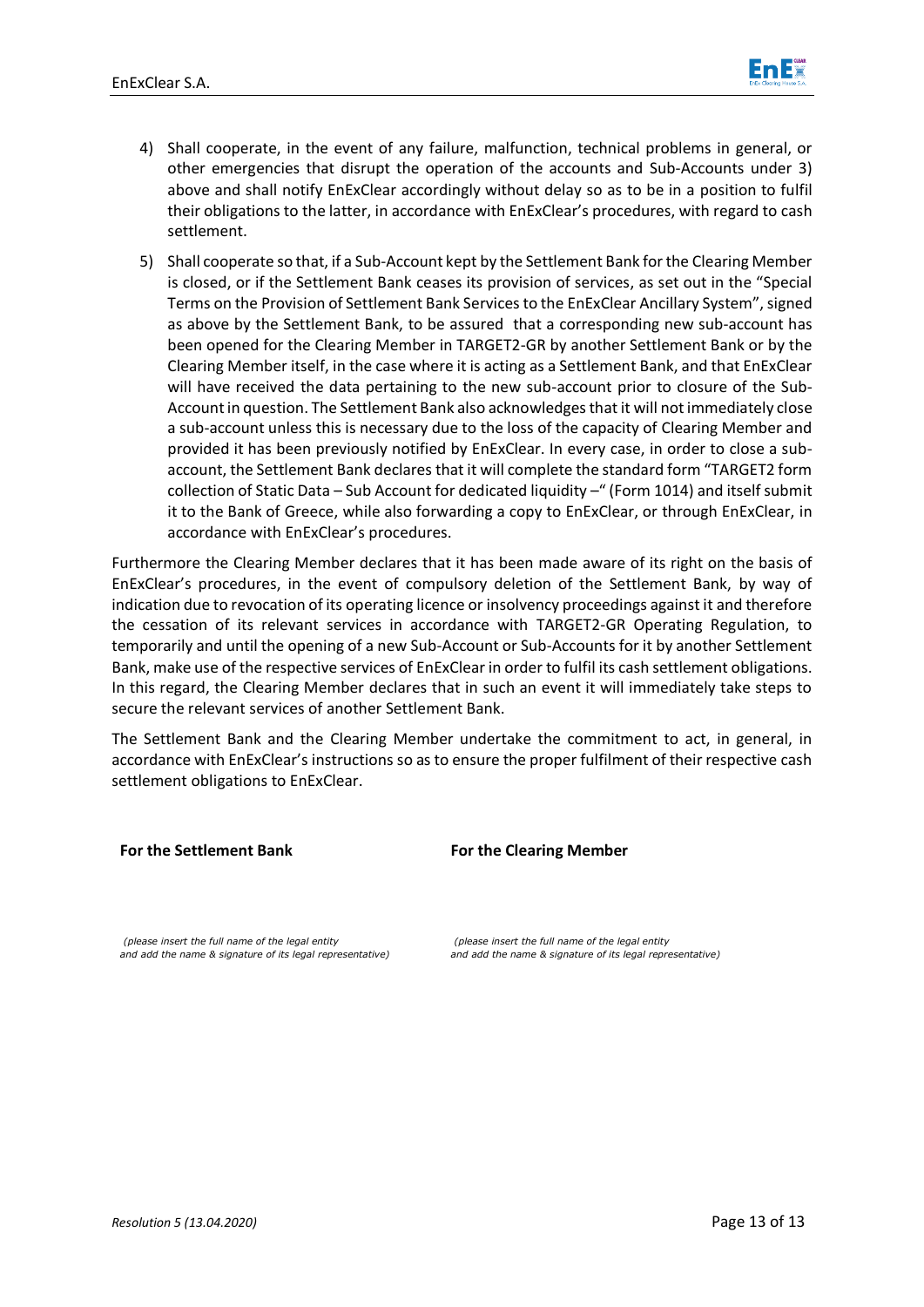4) Shall cooperate, in the event of any failure, malfunction, technical problems in general, or other emergencies that disrupt the operation of the accounts and Sub-Accounts under 3) above and shall notify EnExClear accordingly without delay so as to be in a position to fulfil their obligations to the latter, in accordance with EnExClear's procedures, with regard to cash settlement.

5) Shall cooperate so that, if a Sub-Account kept by the Settlement Bank for the Clearing Member is closed, or if the Settlement Bank ceases its provision of services, as set out in the "Special Terms on the Provision of Settlement Bank Services to the EnExClear Ancillary System", signed as above by the Settlement Bank, to be assured that a corresponding new sub-account has been opened for the Clearing Member in TARGET2-GR by another Settlement Bank or by the Clearing Member itself, in the case where it is acting as a Settlement Bank, and that EnExClear will have received the data pertaining to the new sub-account prior to closure of the Sub-Account in question. The Settlement Bank also acknowledges that it will not immediately close a sub-account unless this is necessary due to the loss of the capacity of Clearing Member and provided it has been previously notified by EnExClear. In every case, in order to close a sub-account, the Settlement Bank declares that it will complete the standard form "TARGET2 form collection of Static Data – Sub Account for dedicated liquidity –" (Form 1014) and itself submit it to the Bank of Greece, while also forwarding a copy to EnExClear, or through EnExClear, in accordance with EnExClear's procedures.

Furthermore the Clearing Member declares that it has been made aware of its right on the basis of EnExClear's procedures, in the event of compulsory deletion of the Settlement Bank, by way of indication due to revocation of its operating licence or insolvency proceedings against it and therefore the cessation of its relevant services in accordance with TARGET2-GR Operating Regulation, to temporarily and until the opening of a new Sub-Account or Sub-Accounts for it by another Settlement Bank, make use of the respective services of EnExClear in order to fulfil its cash settlement obligations. In this regard, the Clearing Member declares that in such an event it will immediately take steps to secure the relevant services of another Settlement Bank.

The Settlement Bank and the Clearing Member undertake the commitment to act, in general, in accordance with EnExClear's instructions so as to ensure the proper fulfilment of their respective cash settlement obligations to EnExClear.

| **For the Settlement Bank** | **For the Clearing Member** |
| --- | --- |
| *(please insert the full name of the legal entity and add the name & signature of its legal representative)* | *(please insert the full name of the legal entity and add the name & signature of its legal representative)* |

*Resolution 5 (13.04.2020)*